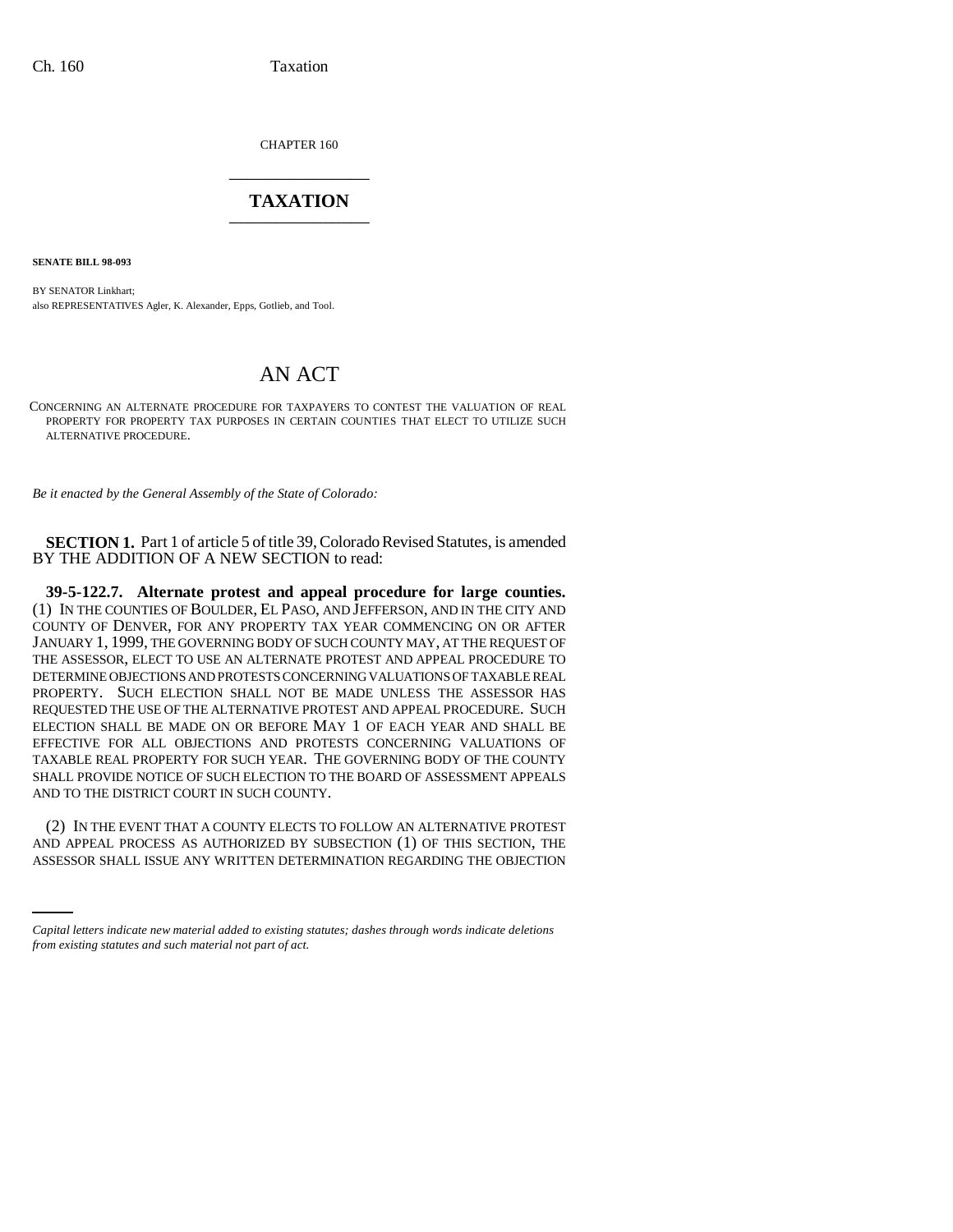CHAPTER 160

# TAXATION

**SENATE BILL 98-093**

BY SENATOR Linkhart;
also REPRESENTATIVES Agler, K. Alexander, Epps, Gotlieb, and Tool.

## AN ACT

CONCERNING AN ALTERNATE PROCEDURE FOR TAXPAYERS TO CONTEST THE VALUATION OF REAL PROPERTY FOR PROPERTY TAX PURPOSES IN CERTAIN COUNTIES THAT ELECT TO UTILIZE SUCH ALTERNATIVE PROCEDURE.

*Be it enacted by the General Assembly of the State of Colorado:*

**SECTION 1.** Part 1 of article 5 of title 39, Colorado Revised Statutes, is amended BY THE ADDITION OF A NEW SECTION to read:

**39-5-122.7. Alternate protest and appeal procedure for large counties.** (1) IN THE COUNTIES OF BOULDER, EL PASO, AND JEFFERSON, AND IN THE CITY AND COUNTY OF DENVER, FOR ANY PROPERTY TAX YEAR COMMENCING ON OR AFTER JANUARY 1, 1999, THE GOVERNING BODY OF SUCH COUNTY MAY, AT THE REQUEST OF THE ASSESSOR, ELECT TO USE AN ALTERNATE PROTEST AND APPEAL PROCEDURE TO DETERMINE OBJECTIONS AND PROTESTS CONCERNING VALUATIONS OF TAXABLE REAL PROPERTY. SUCH ELECTION SHALL NOT BE MADE UNLESS THE ASSESSOR HAS REQUESTED THE USE OF THE ALTERNATIVE PROTEST AND APPEAL PROCEDURE. SUCH ELECTION SHALL BE MADE ON OR BEFORE MAY 1 OF EACH YEAR AND SHALL BE EFFECTIVE FOR ALL OBJECTIONS AND PROTESTS CONCERNING VALUATIONS OF TAXABLE REAL PROPERTY FOR SUCH YEAR. THE GOVERNING BODY OF THE COUNTY SHALL PROVIDE NOTICE OF SUCH ELECTION TO THE BOARD OF ASSESSMENT APPEALS AND TO THE DISTRICT COURT IN SUCH COUNTY.

(2) IN THE EVENT THAT A COUNTY ELECTS TO FOLLOW AN ALTERNATIVE PROTEST AND APPEAL PROCESS AS AUTHORIZED BY SUBSECTION (1) OF THIS SECTION, THE ASSESSOR SHALL ISSUE ANY WRITTEN DETERMINATION REGARDING THE OBJECTION

*Capital letters indicate new material added to existing statutes; dashes through words indicate deletions from existing statutes and such material not part of act.*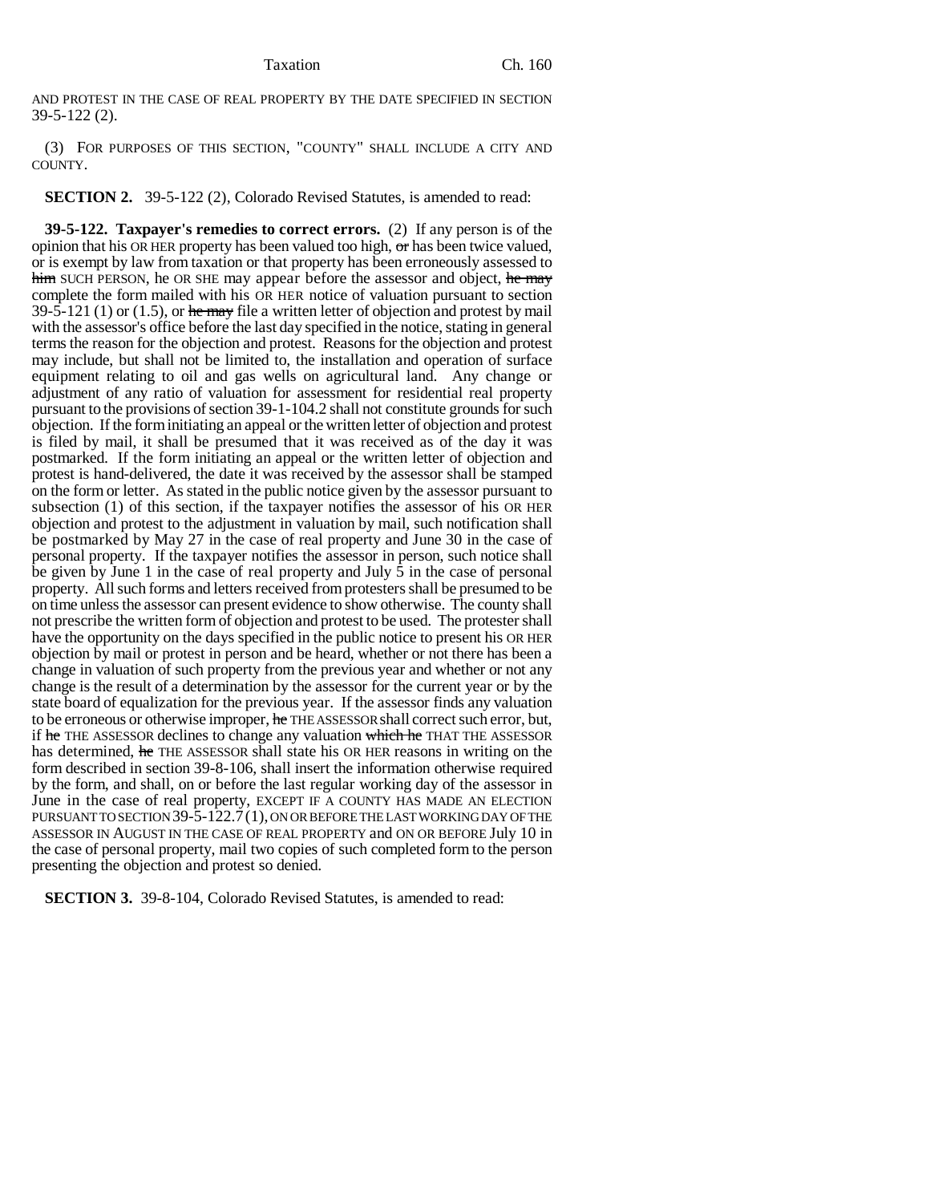AND PROTEST IN THE CASE OF REAL PROPERTY BY THE DATE SPECIFIED IN SECTION 39-5-122 (2).

(3) FOR PURPOSES OF THIS SECTION, "COUNTY" SHALL INCLUDE A CITY AND COUNTY.

**SECTION 2.** 39-5-122 (2), Colorado Revised Statutes, is amended to read:

**39-5-122. Taxpayer's remedies to correct errors.** (2) If any person is of the opinion that his OR HER property has been valued too high, ~~or~~ has been twice valued, or is exempt by law from taxation or that property has been erroneously assessed to ~~him~~ SUCH PERSON, he OR SHE may appear before the assessor and object, ~~he may~~ complete the form mailed with his OR HER notice of valuation pursuant to section 39-5-121 (1) or (1.5), or ~~he may~~ file a written letter of objection and protest by mail with the assessor's office before the last day specified in the notice, stating in general terms the reason for the objection and protest. Reasons for the objection and protest may include, but shall not be limited to, the installation and operation of surface equipment relating to oil and gas wells on agricultural land. Any change or adjustment of any ratio of valuation for assessment for residential real property pursuant to the provisions of section 39-1-104.2 shall not constitute grounds for such objection. If the form initiating an appeal or the written letter of objection and protest is filed by mail, it shall be presumed that it was received as of the day it was postmarked. If the form initiating an appeal or the written letter of objection and protest is hand-delivered, the date it was received by the assessor shall be stamped on the form or letter. As stated in the public notice given by the assessor pursuant to subsection (1) of this section, if the taxpayer notifies the assessor of his OR HER objection and protest to the adjustment in valuation by mail, such notification shall be postmarked by May 27 in the case of real property and June 30 in the case of personal property. If the taxpayer notifies the assessor in person, such notice shall be given by June 1 in the case of real property and July 5 in the case of personal property. All such forms and letters received from protesters shall be presumed to be on time unless the assessor can present evidence to show otherwise. The county shall not prescribe the written form of objection and protest to be used. The protester shall have the opportunity on the days specified in the public notice to present his OR HER objection by mail or protest in person and be heard, whether or not there has been a change in valuation of such property from the previous year and whether or not any change is the result of a determination by the assessor for the current year or by the state board of equalization for the previous year. If the assessor finds any valuation to be erroneous or otherwise improper, ~~he~~ THE ASSESSOR shall correct such error, but, if ~~he~~ THE ASSESSOR declines to change any valuation ~~which he~~ THAT THE ASSESSOR has determined, ~~he~~ THE ASSESSOR shall state his OR HER reasons in writing on the form described in section 39-8-106, shall insert the information otherwise required by the form, and shall, on or before the last regular working day of the assessor in June in the case of real property, EXCEPT IF A COUNTY HAS MADE AN ELECTION PURSUANT TO SECTION 39-5-122.7 (1), ON OR BEFORE THE LAST WORKING DAY OF THE ASSESSOR IN AUGUST IN THE CASE OF REAL PROPERTY and ON OR BEFORE July 10 in the case of personal property, mail two copies of such completed form to the person presenting the objection and protest so denied.

**SECTION 3.** 39-8-104, Colorado Revised Statutes, is amended to read: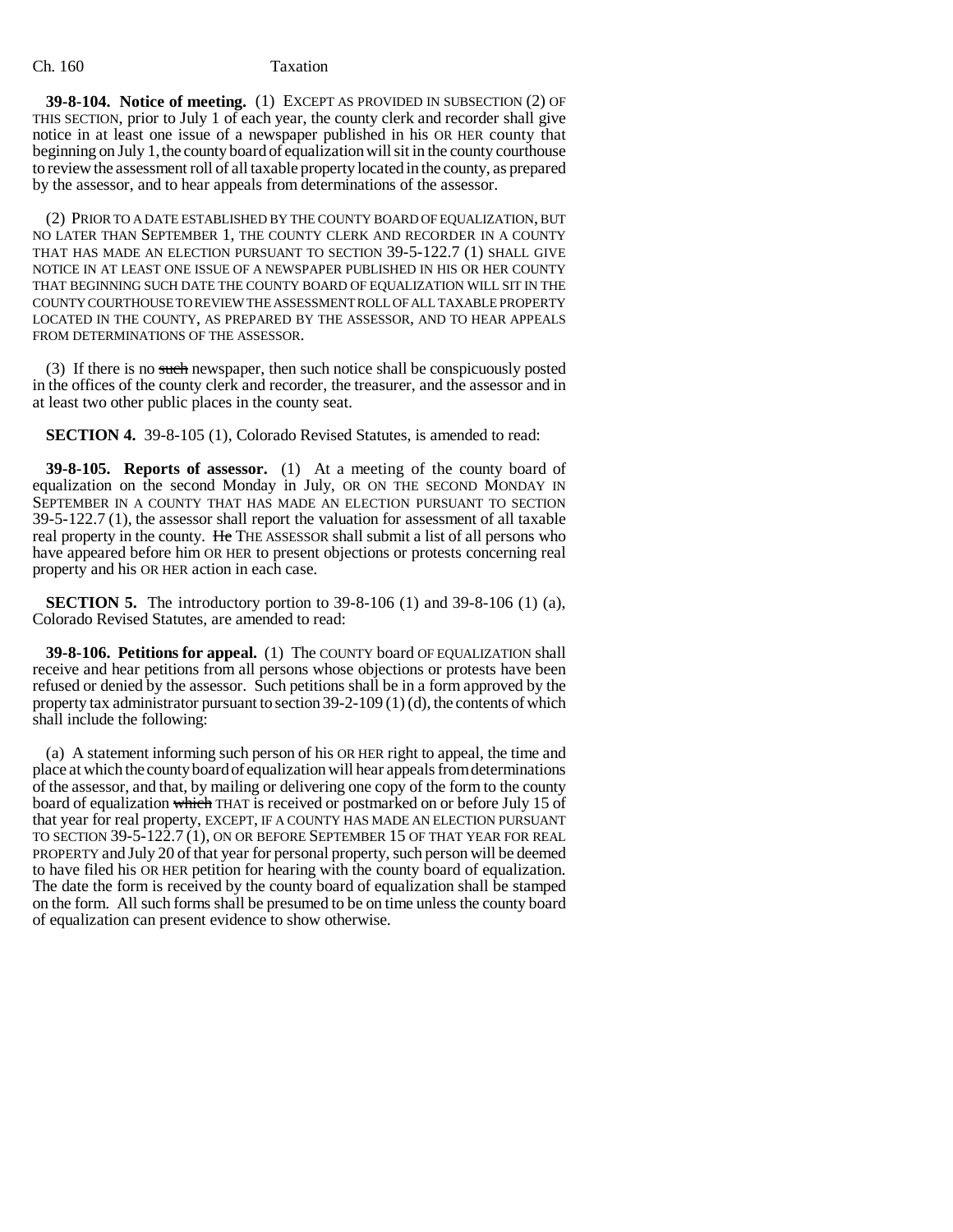**39-8-104. Notice of meeting.** (1) EXCEPT AS PROVIDED IN SUBSECTION (2) OF THIS SECTION, prior to July 1 of each year, the county clerk and recorder shall give notice in at least one issue of a newspaper published in his OR HER county that beginning on July 1, the county board of equalization will sit in the county courthouse to review the assessment roll of all taxable property located in the county, as prepared by the assessor, and to hear appeals from determinations of the assessor.

(2) PRIOR TO A DATE ESTABLISHED BY THE COUNTY BOARD OF EQUALIZATION, BUT NO LATER THAN SEPTEMBER 1, THE COUNTY CLERK AND RECORDER IN A COUNTY THAT HAS MADE AN ELECTION PURSUANT TO SECTION 39-5-122.7 (1) SHALL GIVE NOTICE IN AT LEAST ONE ISSUE OF A NEWSPAPER PUBLISHED IN HIS OR HER COUNTY THAT BEGINNING SUCH DATE THE COUNTY BOARD OF EQUALIZATION WILL SIT IN THE COUNTY COURTHOUSE TO REVIEW THE ASSESSMENT ROLL OF ALL TAXABLE PROPERTY LOCATED IN THE COUNTY, AS PREPARED BY THE ASSESSOR, AND TO HEAR APPEALS FROM DETERMINATIONS OF THE ASSESSOR.

(3) If there is no ~~such~~ newspaper, then such notice shall be conspicuously posted in the offices of the county clerk and recorder, the treasurer, and the assessor and in at least two other public places in the county seat.

**SECTION 4.** 39-8-105 (1), Colorado Revised Statutes, is amended to read:

**39-8-105. Reports of assessor.** (1) At a meeting of the county board of equalization on the second Monday in July, OR ON THE SECOND MONDAY IN SEPTEMBER IN A COUNTY THAT HAS MADE AN ELECTION PURSUANT TO SECTION 39-5-122.7 (1), the assessor shall report the valuation for assessment of all taxable real property in the county. ~~He~~ THE ASSESSOR shall submit a list of all persons who have appeared before him OR HER to present objections or protests concerning real property and his OR HER action in each case.

**SECTION 5.** The introductory portion to 39-8-106 (1) and 39-8-106 (1) (a), Colorado Revised Statutes, are amended to read:

**39-8-106. Petitions for appeal.** (1) The COUNTY board OF EQUALIZATION shall receive and hear petitions from all persons whose objections or protests have been refused or denied by the assessor. Such petitions shall be in a form approved by the property tax administrator pursuant to section 39-2-109 (1) (d), the contents of which shall include the following:

(a) A statement informing such person of his OR HER right to appeal, the time and place at which the county board of equalization will hear appeals from determinations of the assessor, and that, by mailing or delivering one copy of the form to the county board of equalization ~~which~~ THAT is received or postmarked on or before July 15 of that year for real property, EXCEPT, IF A COUNTY HAS MADE AN ELECTION PURSUANT TO SECTION 39-5-122.7 (1), ON OR BEFORE SEPTEMBER 15 OF THAT YEAR FOR REAL PROPERTY and July 20 of that year for personal property, such person will be deemed to have filed his OR HER petition for hearing with the county board of equalization. The date the form is received by the county board of equalization shall be stamped on the form. All such forms shall be presumed to be on time unless the county board of equalization can present evidence to show otherwise.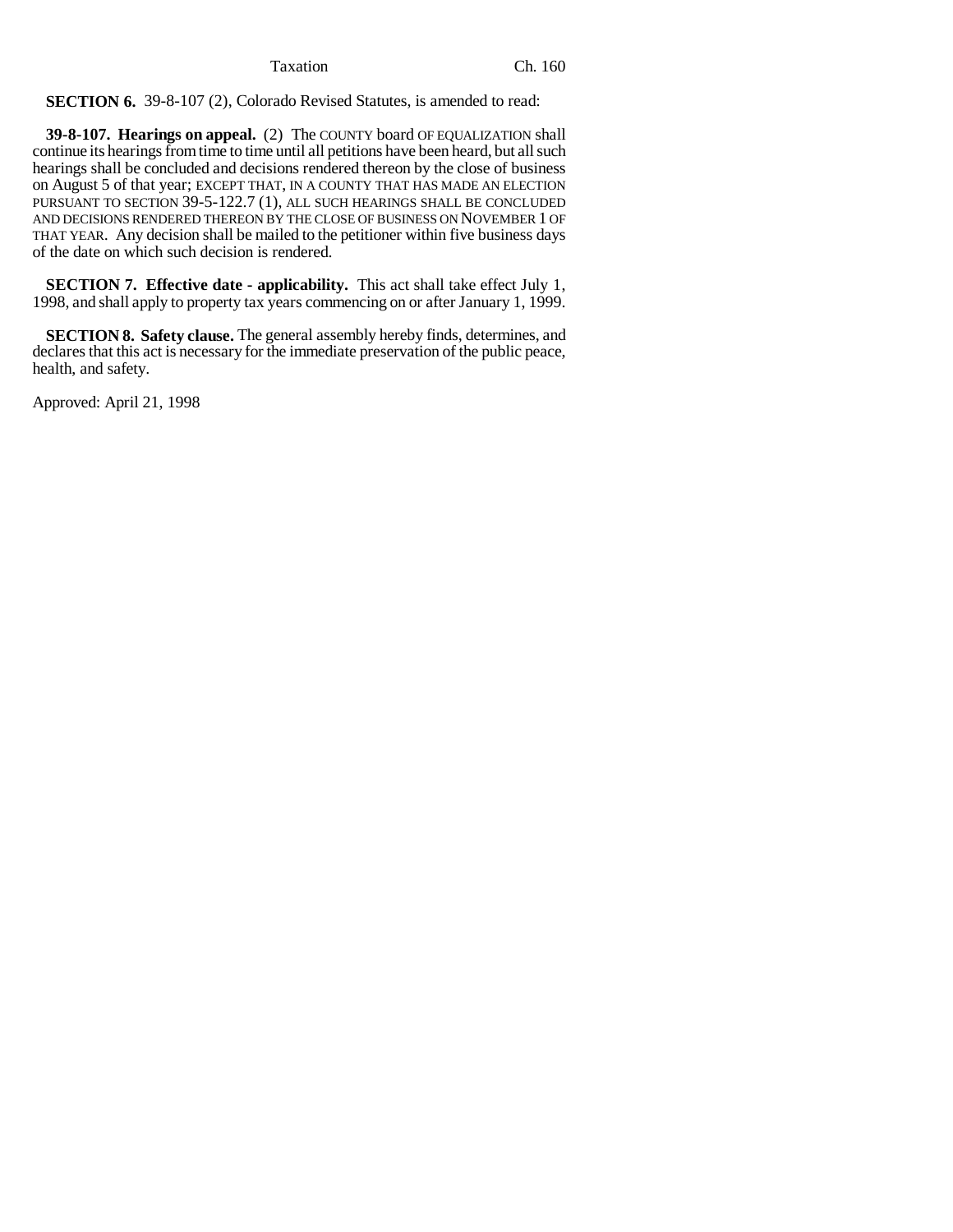**SECTION 6.** 39-8-107 (2), Colorado Revised Statutes, is amended to read:

**39-8-107. Hearings on appeal.** (2) The COUNTY board OF EQUALIZATION shall continue its hearings from time to time until all petitions have been heard, but all such hearings shall be concluded and decisions rendered thereon by the close of business on August 5 of that year; EXCEPT THAT, IN A COUNTY THAT HAS MADE AN ELECTION PURSUANT TO SECTION 39-5-122.7 (1), ALL SUCH HEARINGS SHALL BE CONCLUDED AND DECISIONS RENDERED THEREON BY THE CLOSE OF BUSINESS ON NOVEMBER 1 OF THAT YEAR. Any decision shall be mailed to the petitioner within five business days of the date on which such decision is rendered.

**SECTION 7. Effective date - applicability.** This act shall take effect July 1, 1998, and shall apply to property tax years commencing on or after January 1, 1999.

**SECTION 8. Safety clause.** The general assembly hereby finds, determines, and declares that this act is necessary for the immediate preservation of the public peace, health, and safety.

Approved: April 21, 1998